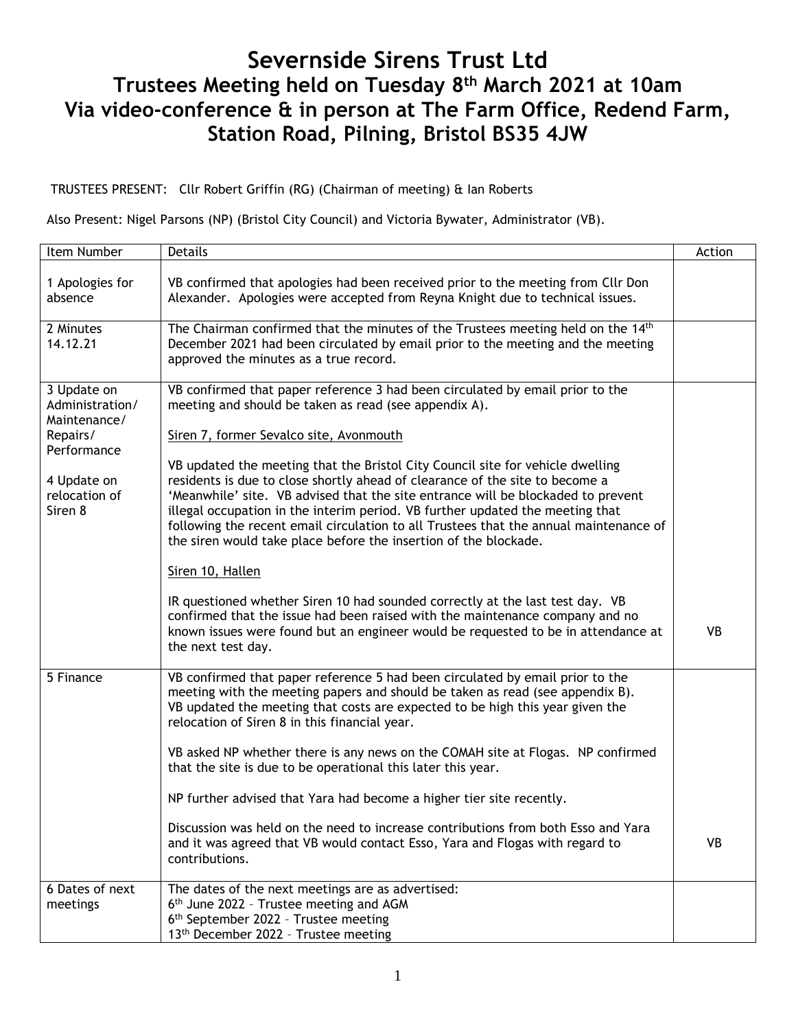# Severnside Sirens Trust Ltd
## Trustees Meeting held on Tuesday 8th March 2021 at 10am
## Via video-conference & in person at The Farm Office, Redend Farm, Station Road, Pilning, Bristol BS35 4JW

TRUSTEES PRESENT: Cllr Robert Griffin (RG) (Chairman of meeting) & Ian Roberts

Also Present: Nigel Parsons (NP) (Bristol City Council) and Victoria Bywater, Administrator (VB).

| Item Number | Details | Action |
|---|---|---|
| 1 Apologies for absence | VB confirmed that apologies had been received prior to the meeting from Cllr Don Alexander. Apologies were accepted from Reyna Knight due to technical issues. | |
| 2 Minutes 14.12.21 | The Chairman confirmed that the minutes of the Trustees meeting held on the 14th December 2021 had been circulated by email prior to the meeting and the meeting approved the minutes as a true record. | |
| 3 Update on Administration/ Maintenance/ Repairs/ Performance<br><br>4 Update on relocation of Siren 8 | VB confirmed that paper reference 3 had been circulated by email prior to the meeting and should be taken as read (see appendix A).<br><br><u>Siren 7, former Sevalco site, Avonmouth</u><br><br>VB updated the meeting that the Bristol City Council site for vehicle dwelling residents is due to close shortly ahead of clearance of the site to become a 'Meanwhile' site. VB advised that the site entrance will be blockaded to prevent illegal occupation in the interim period. VB further updated the meeting that following the recent email circulation to all Trustees that the annual maintenance of the siren would take place before the insertion of the blockade.<br><br><u>Siren 10, Hallen</u><br><br>IR questioned whether Siren 10 had sounded correctly at the last test day. VB confirmed that the issue had been raised with the maintenance company and no known issues were found but an engineer would be requested to be in attendance at the next test day. | VB |
| 5 Finance | VB confirmed that paper reference 5 had been circulated by email prior to the meeting with the meeting papers and should be taken as read (see appendix B). VB updated the meeting that costs are expected to be high this year given the relocation of Siren 8 in this financial year.<br><br>VB asked NP whether there is any news on the COMAH site at Flogas. NP confirmed that the site is due to be operational this later this year.<br><br>NP further advised that Yara had become a higher tier site recently.<br><br>Discussion was held on the need to increase contributions from both Esso and Yara and it was agreed that VB would contact Esso, Yara and Flogas with regard to contributions. | VB |
| 6 Dates of next meetings | The dates of the next meetings are as advertised:<br>6th June 2022 – Trustee meeting and AGM<br>6th September 2022 – Trustee meeting<br>13th December 2022 – Trustee meeting | |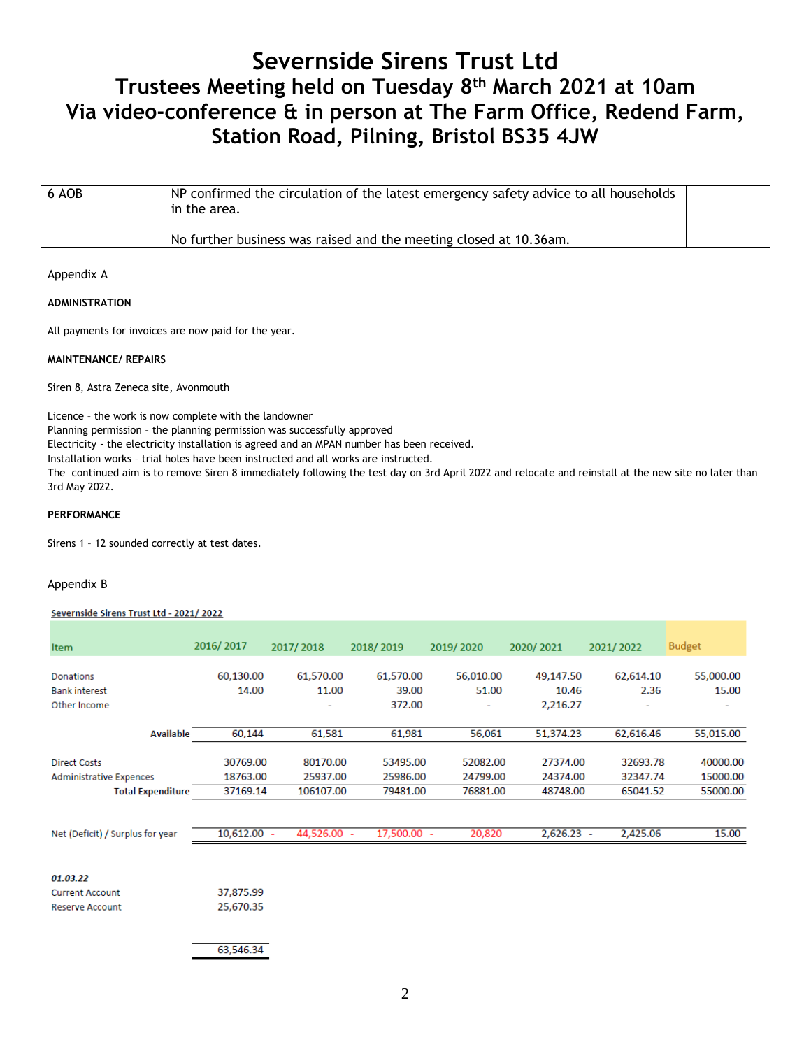# Severnside Sirens Trust Ltd
## Trustees Meeting held on Tuesday 8th March 2021 at 10am
## Via video-conference & in person at The Farm Office, Redend Farm, Station Road, Pilning, Bristol BS35 4JW

| | | |
|---|---|---|
| 6 AOB | NP confirmed the circulation of the latest emergency safety advice to all households in the area.<br><br>No further business was raised and the meeting closed at 10.36am. | |

Appendix A

**ADMINISTRATION**

All payments for invoices are now paid for the year.

**MAINTENANCE/ REPAIRS**

Siren 8, Astra Zeneca site, Avonmouth

Licence – the work is now complete with the landowner
Planning permission – the planning permission was successfully approved
Electricity - the electricity installation is agreed and an MPAN number has been received.
Installation works – trial holes have been instructed and all works are instructed.
The continued aim is to remove Siren 8 immediately following the test day on 3rd April 2022 and relocate and reinstall at the new site no later than 3rd May 2022.

**PERFORMANCE**

Sirens 1 – 12 sounded correctly at test dates.

Appendix B

**Severnside Sirens Trust Ltd - 2021/ 2022**

| Item | 2016/ 2017 | 2017/ 2018 | 2018/ 2019 | 2019/ 2020 | 2020/ 2021 | 2021/ 2022 | Budget |
|---|---|---|---|---|---|---|---|
| Donations | 60,130.00 | 61,570.00 | 61,570.00 | 56,010.00 | 49,147.50 | 62,614.10 | 55,000.00 |
| Bank interest | 14.00 | 11.00 | 39.00 | 51.00 | 10.46 | 2.36 | 15.00 |
| Other Income | | - | 372.00 | - | 2,216.27 | - | - |
| **Available** | 60,144 | 61,581 | 61,981 | 56,061 | 51,374.23 | 62,616.46 | 55,015.00 |
| Direct Costs | 30769.00 | 80170.00 | 53495.00 | 52082.00 | 27374.00 | 32693.78 | 40000.00 |
| Administrative Expences | 18763.00 | 25937.00 | 25986.00 | 24799.00 | 24374.00 | 32347.74 | 15000.00 |
| **Total Expenditure** | 37169.14 | 106107.00 | 79481.00 | 76881.00 | 48748.00 | 65041.52 | 55000.00 |
| Net (Deficit) / Surplus for year | 10,612.00 | - 44,526.00 | - 17,500.00 | - 20,820 | 2,626.23 | - 2,425.06 | 15.00 |

***01.03.22***

| | |
|---|---|
| Current Account | 37,875.99 |
| Reserve Account | 25,670.35 |
| | 63,546.34 |